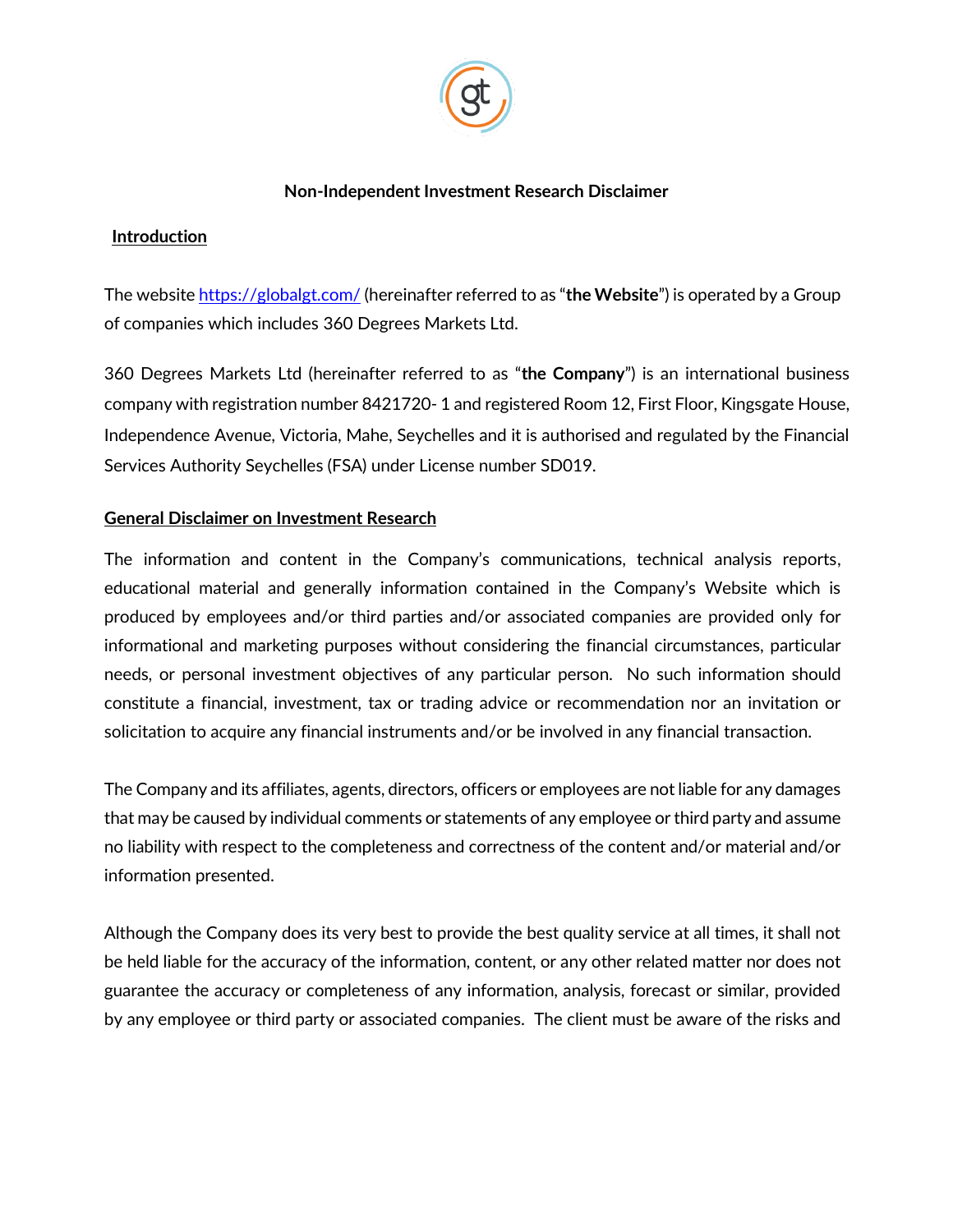## Non-Independent Investment Research Disclaimer

### Introduction

The website [https://globalgt.com/](https://globalgt.com/) (hereinafter referred to as "**the Website**") is operated by a Group of companies which includes 360 Degrees Markets Ltd.

360 Degrees Markets Ltd (hereinafter referred to as "**the Company**") is an international business company with registration number 8421720- 1 and registered Room 12, First Floor, Kingsgate House, Independence Avenue, Victoria, Mahe, Seychelles and it is authorised and regulated by the Financial Services Authority Seychelles (FSA) under License number SD019.

### General Disclaimer on Investment Research

The information and content in the Company's communications, technical analysis reports, educational material and generally information contained in the Company's Website which is produced by employees and/or third parties and/or associated companies are provided only for informational and marketing purposes without considering the financial circumstances, particular needs, or personal investment objectives of any particular person. No such information should constitute a financial, investment, tax or trading advice or recommendation nor an invitation or solicitation to acquire any financial instruments and/or be involved in any financial transaction.

The Company and its affiliates, agents, directors, officers or employees are not liable for any damages that may be caused by individual comments or statements of any employee or third party and assume no liability with respect to the completeness and correctness of the content and/or material and/or information presented.

Although the Company does its very best to provide the best quality service at all times, it shall not be held liable for the accuracy of the information, content, or any other related matter nor does not guarantee the accuracy or completeness of any information, analysis, forecast or similar, provided by any employee or third party or associated companies. The client must be aware of the risks and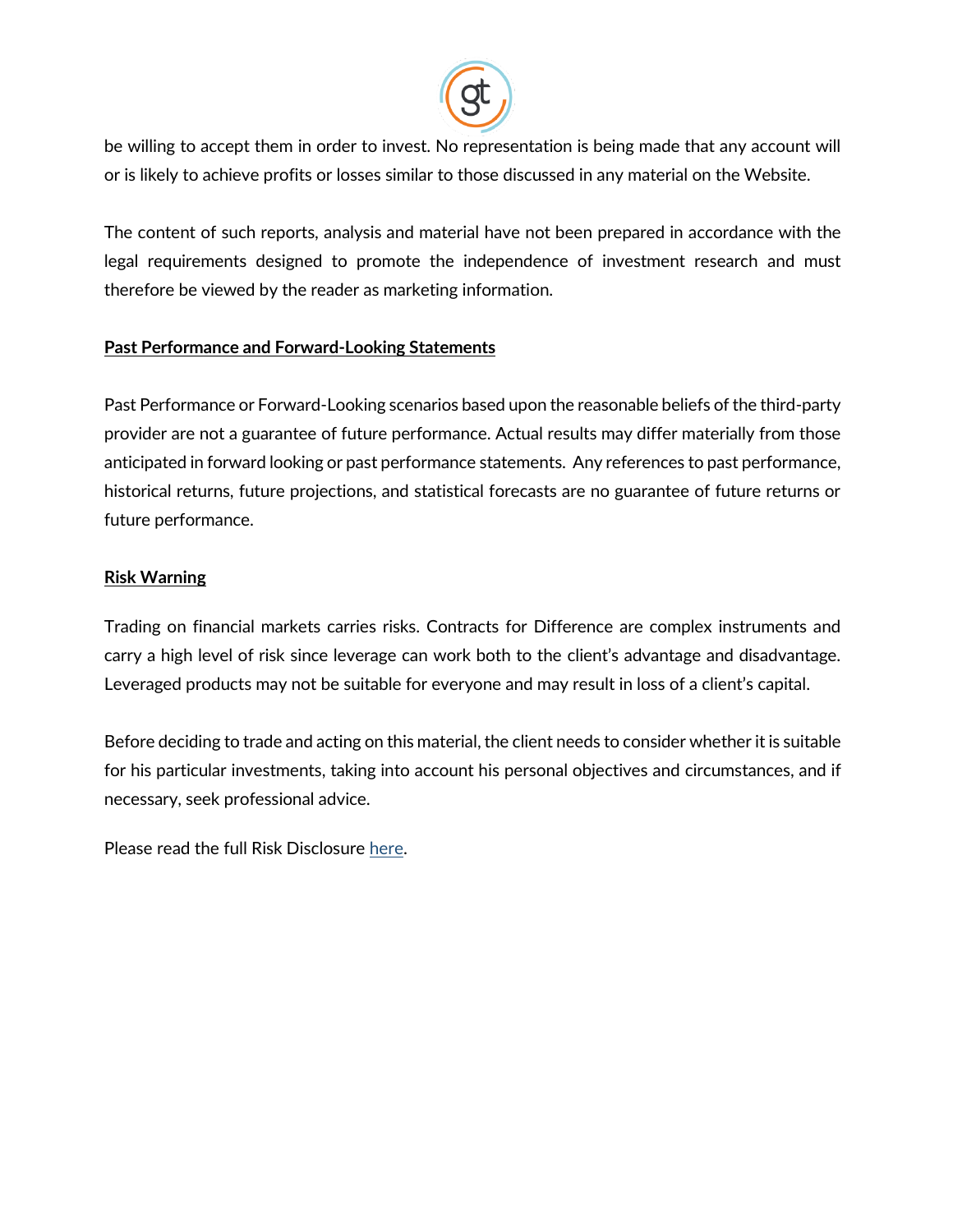be willing to accept them in order to invest. No representation is being made that any account will or is likely to achieve profits or losses similar to those discussed in any material on the Website.

The content of such reports, analysis and material have not been prepared in accordance with the legal requirements designed to promote the independence of investment research and must therefore be viewed by the reader as marketing information.

## Past Performance and Forward-Looking Statements

Past Performance or Forward-Looking scenarios based upon the reasonable beliefs of the third-party provider are not a guarantee of future performance. Actual results may differ materially from those anticipated in forward looking or past performance statements. Any references to past performance, historical returns, future projections, and statistical forecasts are no guarantee of future returns or future performance.

## Risk Warning

Trading on financial markets carries risks. Contracts for Difference are complex instruments and carry a high level of risk since leverage can work both to the client's advantage and disadvantage. Leveraged products may not be suitable for everyone and may result in loss of a client's capital.

Before deciding to trade and acting on this material, the client needs to consider whether it is suitable for his particular investments, taking into account his personal objectives and circumstances, and if necessary, seek professional advice.

Please read the full Risk Disclosure here.